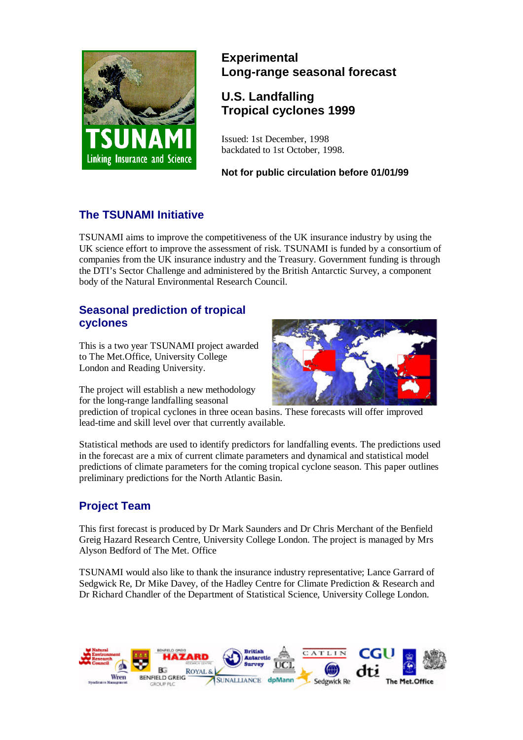# Experimental Long-range seasonal forecast

# U.S. Landfalling Tropical cyclones 1999

Issued: 1st December, 1998
backdated to 1st October, 1998.

**Not for public circulation before 01/01/99**

## The TSUNAMI Initiative

TSUNAMI aims to improve the competitiveness of the UK insurance industry by using the UK science effort to improve the assessment of risk. TSUNAMI is funded by a consortium of companies from the UK insurance industry and the Treasury. Government funding is through the DTI's Sector Challenge and administered by the British Antarctic Survey, a component body of the Natural Environmental Research Council.

## Seasonal prediction of tropical cyclones

This is a two year TSUNAMI project awarded to The Met.Office, University College London and Reading University.

The project will establish a new methodology for the long-range landfalling seasonal prediction of tropical cyclones in three ocean basins. These forecasts will offer improved lead-time and skill level over that currently available.

Statistical methods are used to identify predictors for landfalling events. The predictions used in the forecast are a mix of current climate parameters and dynamical and statistical model predictions of climate parameters for the coming tropical cyclone season. This paper outlines preliminary predictions for the North Atlantic Basin.

## Project Team

This first forecast is produced by Dr Mark Saunders and Dr Chris Merchant of the Benfield Greig Hazard Research Centre, University College London. The project is managed by Mrs Alyson Bedford of The Met. Office

TSUNAMI would also like to thank the insurance industry representative; Lance Garrard of Sedgwick Re, Dr Mike Davey, of the Hadley Centre for Climate Prediction & Research and Dr Richard Chandler of the Department of Statistical Science, University College London.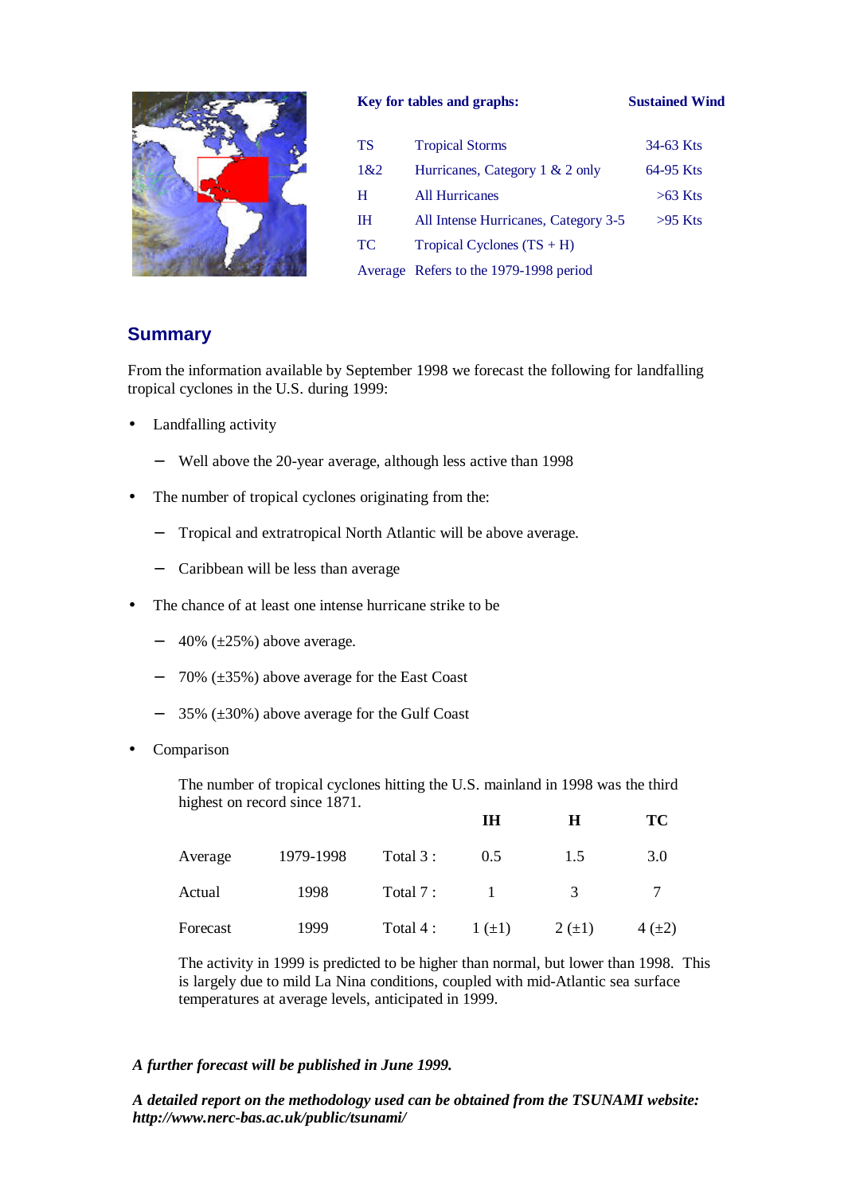**Key for tables and graphs:**

| | | Sustained Wind |
|---|---|---|
| TS | Tropical Storms | 34-63 Kts |
| 1&2 | Hurricanes, Category 1 & 2 only | 64-95 Kts |
| H | All Hurricanes | >63 Kts |
| IH | All Intense Hurricanes, Category 3-5 | >95 Kts |
| TC | Tropical Cyclones (TS + H) | |
| Average | Refers to the 1979-1998 period | |

## Summary

From the information available by September 1998 we forecast the following for landfalling tropical cyclones in the U.S. during 1999:

- Landfalling activity
  - Well above the 20-year average, although less active than 1998
- The number of tropical cyclones originating from the:
  - Tropical and extratropical North Atlantic will be above average.
  - Caribbean will be less than average
- The chance of at least one intense hurricane strike to be
  - 40% (±25%) above average.
  - 70% (±35%) above average for the East Coast
  - 35% (±30%) above average for the Gulf Coast
- Comparison

  The number of tropical cyclones hitting the U.S. mainland in 1998 was the third highest on record since 1871.

| | | | IH | H | TC |
|---|---|---|---|---|---|
| Average | 1979-1998 | Total 3 : | 0.5 | 1.5 | 3.0 |
| Actual | 1998 | Total 7 : | 1 | 3 | 7 |
| Forecast | 1999 | Total 4 : | 1 (±1) | 2 (±1) | 4 (±2) |

  The activity in 1999 is predicted to be higher than normal, but lower than 1998. This is largely due to mild La Nina conditions, coupled with mid-Atlantic sea surface temperatures at average levels, anticipated in 1999.

***A further forecast will be published in June 1999.***

***A detailed report on the methodology used can be obtained from the TSUNAMI website: http://www.nerc-bas.ac.uk/public/tsunami/***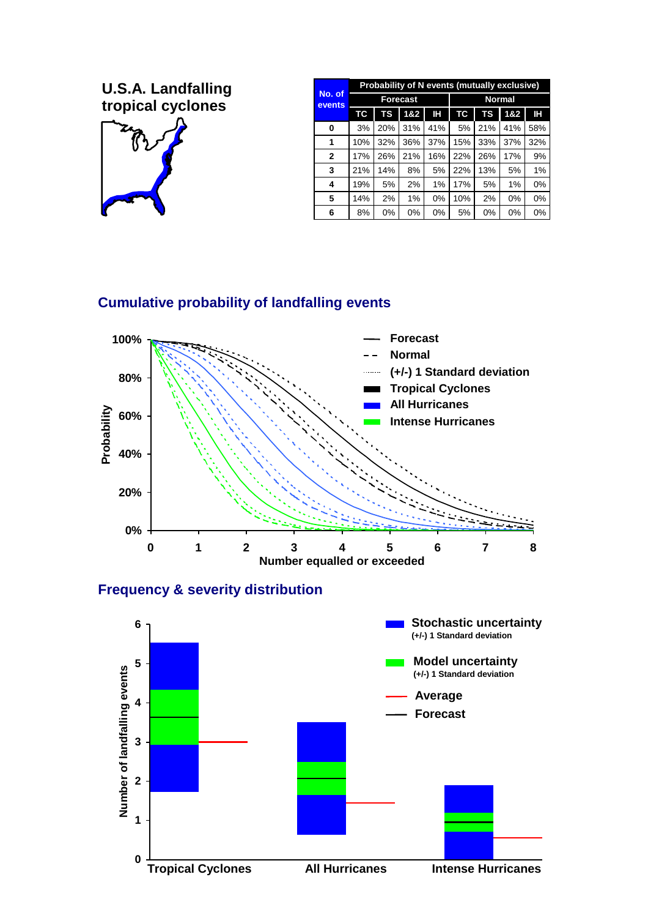## U.S.A. Landfalling tropical cyclones

| No. of events | Probability of N events (mutually exclusive) | | | | | | | |
|---|---|---|---|---|---|---|---|---|
| | Forecast | | | | Normal | | | |
| | TC | TS | 1&2 | IH | TC | TS | 1&2 | IH |
| 0 | 3% | 20% | 31% | 41% | 5% | 21% | 41% | 58% |
| 1 | 10% | 32% | 36% | 37% | 15% | 33% | 37% | 32% |
| 2 | 17% | 26% | 21% | 16% | 22% | 26% | 17% | 9% |
| 3 | 21% | 14% | 8% | 5% | 22% | 13% | 5% | 1% |
| 4 | 19% | 5% | 2% | 1% | 17% | 5% | 1% | 0% |
| 5 | 14% | 2% | 1% | 0% | 10% | 2% | 0% | 0% |
| 6 | 8% | 0% | 0% | 0% | 5% | 0% | 0% | 0% |

### Cumulative probability of landfalling events

### Frequency & severity distribution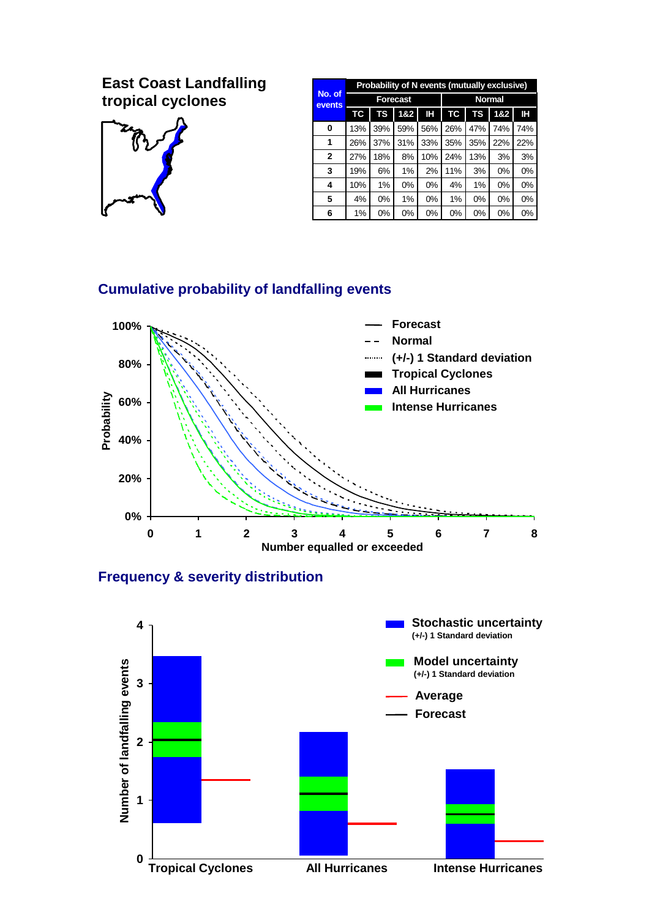# East Coast Landfalling tropical cyclones

| No. of events | Probability of N events (mutually exclusive) | | | | | | | |
|---|---|---|---|---|---|---|---|---|
| | Forecast | | | | Normal | | | |
| | TC | TS | 1&2 | IH | TC | TS | 1&2 | IH |
| 0 | 13% | 39% | 59% | 56% | 26% | 47% | 74% | 74% |
| 1 | 26% | 37% | 31% | 33% | 35% | 35% | 22% | 22% |
| 2 | 27% | 18% | 8% | 10% | 24% | 13% | 3% | 3% |
| 3 | 19% | 6% | 1% | 2% | 11% | 3% | 0% | 0% |
| 4 | 10% | 1% | 0% | 0% | 4% | 1% | 0% | 0% |
| 5 | 4% | 0% | 1% | 0% | 1% | 0% | 0% | 0% |
| 6 | 1% | 0% | 0% | 0% | 0% | 0% | 0% | 0% |

## Cumulative probability of landfalling events

## Frequency & severity distribution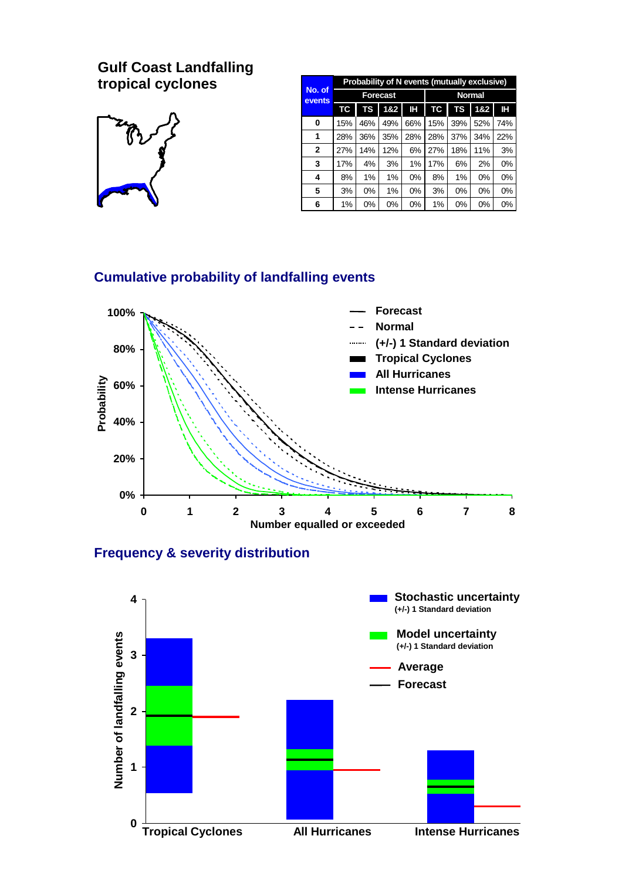## Gulf Coast Landfalling tropical cyclones

| No. of events | Probability of N events (mutually exclusive) | | | | | | | |
|---|---|---|---|---|---|---|---|---|
| | Forecast | | | | Normal | | | |
| | TC | TS | 1&2 | IH | TC | TS | 1&2 | IH |
| 0 | 15% | 46% | 49% | 66% | 15% | 39% | 52% | 74% |
| 1 | 28% | 36% | 35% | 28% | 28% | 37% | 34% | 22% |
| 2 | 27% | 14% | 12% | 6% | 27% | 18% | 11% | 3% |
| 3 | 17% | 4% | 3% | 1% | 17% | 6% | 2% | 0% |
| 4 | 8% | 1% | 1% | 0% | 8% | 1% | 0% | 0% |
| 5 | 3% | 0% | 1% | 0% | 3% | 0% | 0% | 0% |
| 6 | 1% | 0% | 0% | 0% | 1% | 0% | 0% | 0% |

## Cumulative probability of landfalling events

Forecast
Normal
(+/-) 1 Standard deviation
Tropical Cyclones
All Hurricanes
Intense Hurricanes

Probability
100%
80%
60%
40%
20%
0%

0 1 2 3 4 5 6 7 8
Number equalled or exceeded

## Frequency & severity distribution

Stochastic uncertainty
(+/-) 1 Standard deviation
Model uncertainty
(+/-) 1 Standard deviation
Average
Forecast

Number of landfalling events
4
3
2
1
0

Tropical Cyclones
All Hurricanes
Intense Hurricanes